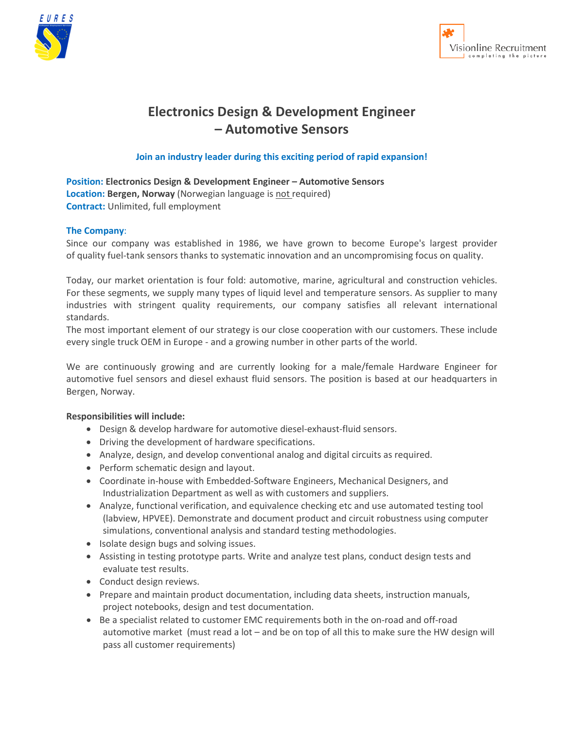# Electronics Design & Development Engineer – Automotive Sensors

**Join an industry leader during this exciting period of rapid expansion!**

**Position:** **Electronics Design & Development Engineer – Automotive Sensors**
**Location:** **Bergen, Norway** (Norwegian language is not required)
**Contract:** Unlimited, full employment

**The Company**:
Since our company was established in 1986, we have grown to become Europe's largest provider of quality fuel-tank sensors thanks to systematic innovation and an uncompromising focus on quality.

Today, our market orientation is four fold: automotive, marine, agricultural and construction vehicles. For these segments, we supply many types of liquid level and temperature sensors. As supplier to many industries with stringent quality requirements, our company satisfies all relevant international standards.
The most important element of our strategy is our close cooperation with our customers. These include every single truck OEM in Europe - and a growing number in other parts of the world.

We are continuously growing and are currently looking for a male/female Hardware Engineer for automotive fuel sensors and diesel exhaust fluid sensors. The position is based at our headquarters in Bergen, Norway.

**Responsibilities will include:**

- Design & develop hardware for automotive diesel-exhaust-fluid sensors.
- Driving the development of hardware specifications.
- Analyze, design, and develop conventional analog and digital circuits as required.
- Perform schematic design and layout.
- Coordinate in-house with Embedded-Software Engineers, Mechanical Designers, and Industrialization Department as well as with customers and suppliers.
- Analyze, functional verification, and equivalence checking etc and use automated testing tool (labview, HPVEE). Demonstrate and document product and circuit robustness using computer simulations, conventional analysis and standard testing methodologies.
- Isolate design bugs and solving issues.
- Assisting in testing prototype parts. Write and analyze test plans, conduct design tests and evaluate test results.
- Conduct design reviews.
- Prepare and maintain product documentation, including data sheets, instruction manuals, project notebooks, design and test documentation.
- Be a specialist related to customer EMC requirements both in the on-road and off-road automotive market (must read a lot – and be on top of all this to make sure the HW design will pass all customer requirements)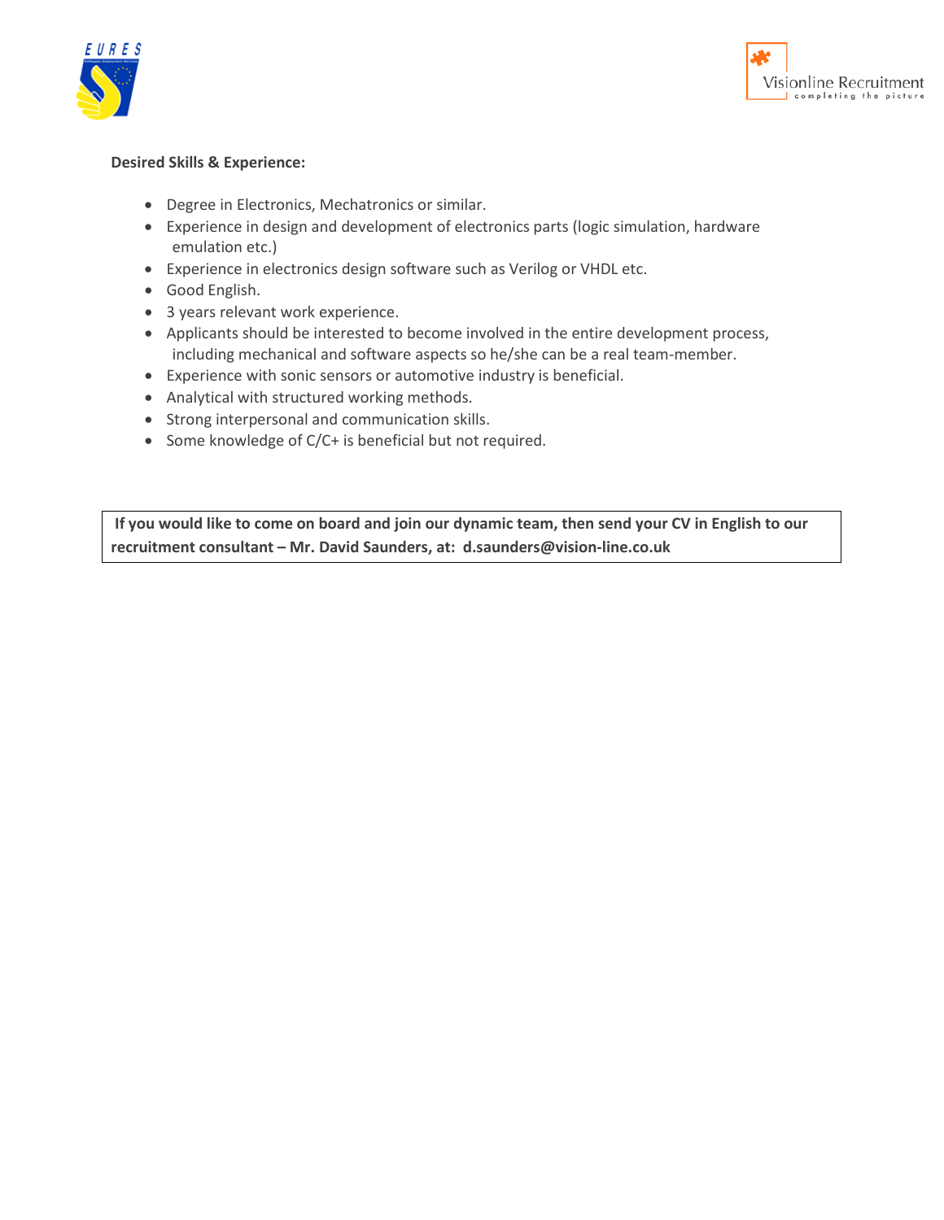**Desired Skills & Experience:**

- Degree in Electronics, Mechatronics or similar.
- Experience in design and development of electronics parts (logic simulation, hardware emulation etc.)
- Experience in electronics design software such as Verilog or VHDL etc.
- Good English.
- 3 years relevant work experience.
- Applicants should be interested to become involved in the entire development process, including mechanical and software aspects so he/she can be a real team-member.
- Experience with sonic sensors or automotive industry is beneficial.
- Analytical with structured working methods.
- Strong interpersonal and communication skills.
- Some knowledge of C/C+ is beneficial but not required.

**If you would like to come on board and join our dynamic team, then send your CV in English to our recruitment consultant – Mr. David Saunders, at: d.saunders@vision-line.co.uk**